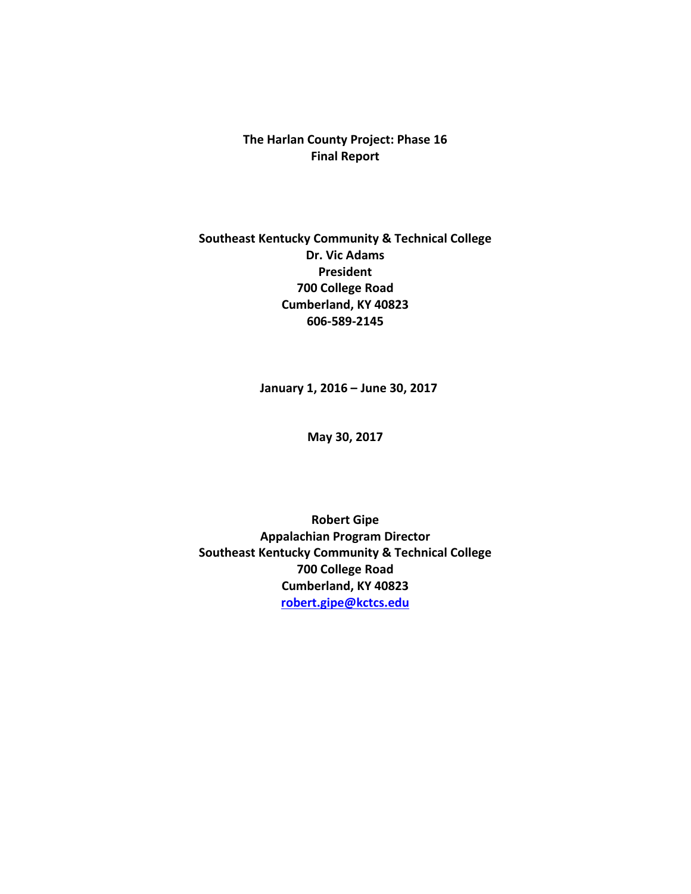# The Harlan County Project: Phase 16
## Final Report

**Southeast Kentucky Community & Technical College**
**Dr. Vic Adams**
**President**
**700 College Road**
**Cumberland, KY 40823**
**606-589-2145**

**January 1, 2016 – June 30, 2017**

**May 30, 2017**

**Robert Gipe**
**Appalachian Program Director**
**Southeast Kentucky Community & Technical College**
**700 College Road**
**Cumberland, KY 40823**
**robert.gipe@kctcs.edu**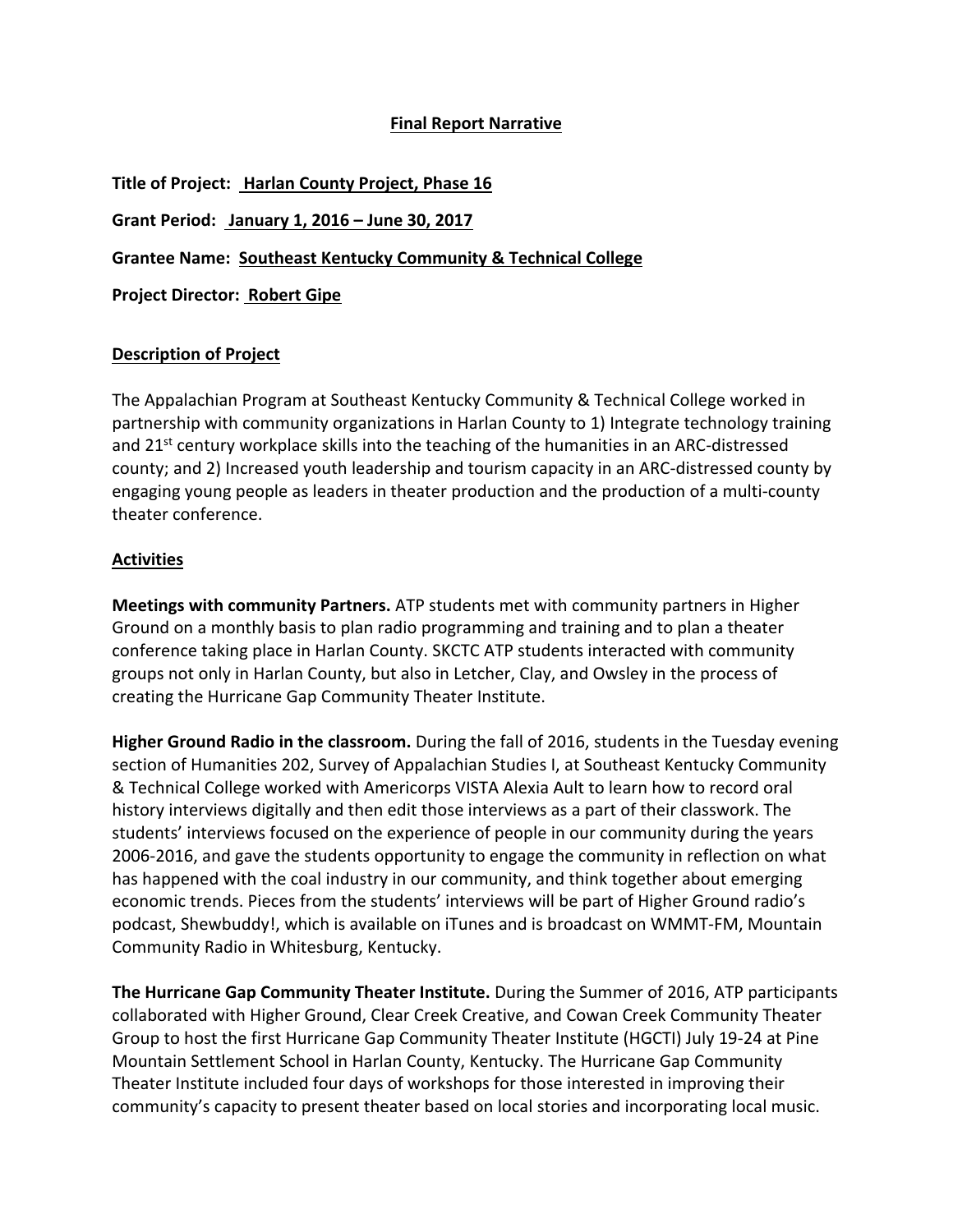**Final Report Narrative**

**Title of Project:** **Harlan County Project, Phase 16**

**Grant Period:** **January 1, 2016 – June 30, 2017**

**Grantee Name:** **Southeast Kentucky Community & Technical College**

**Project Director:** **Robert Gipe**

**Description of Project**

The Appalachian Program at Southeast Kentucky Community & Technical College worked in partnership with community organizations in Harlan County to 1) Integrate technology training and 21st century workplace skills into the teaching of the humanities in an ARC-distressed county; and 2) Increased youth leadership and tourism capacity in an ARC-distressed county by engaging young people as leaders in theater production and the production of a multi-county theater conference.

**Activities**

**Meetings with community Partners.** ATP students met with community partners in Higher Ground on a monthly basis to plan radio programming and training and to plan a theater conference taking place in Harlan County. SKCTC ATP students interacted with community groups not only in Harlan County, but also in Letcher, Clay, and Owsley in the process of creating the Hurricane Gap Community Theater Institute.

**Higher Ground Radio in the classroom.** During the fall of 2016, students in the Tuesday evening section of Humanities 202, Survey of Appalachian Studies I, at Southeast Kentucky Community & Technical College worked with Americorps VISTA Alexia Ault to learn how to record oral history interviews digitally and then edit those interviews as a part of their classwork. The students' interviews focused on the experience of people in our community during the years 2006-2016, and gave the students opportunity to engage the community in reflection on what has happened with the coal industry in our community, and think together about emerging economic trends. Pieces from the students' interviews will be part of Higher Ground radio's podcast, Shewbuddy!, which is available on iTunes and is broadcast on WMMT-FM, Mountain Community Radio in Whitesburg, Kentucky.

**The Hurricane Gap Community Theater Institute.** During the Summer of 2016, ATP participants collaborated with Higher Ground, Clear Creek Creative, and Cowan Creek Community Theater Group to host the first Hurricane Gap Community Theater Institute (HGCTI) July 19-24 at Pine Mountain Settlement School in Harlan County, Kentucky. The Hurricane Gap Community Theater Institute included four days of workshops for those interested in improving their community's capacity to present theater based on local stories and incorporating local music.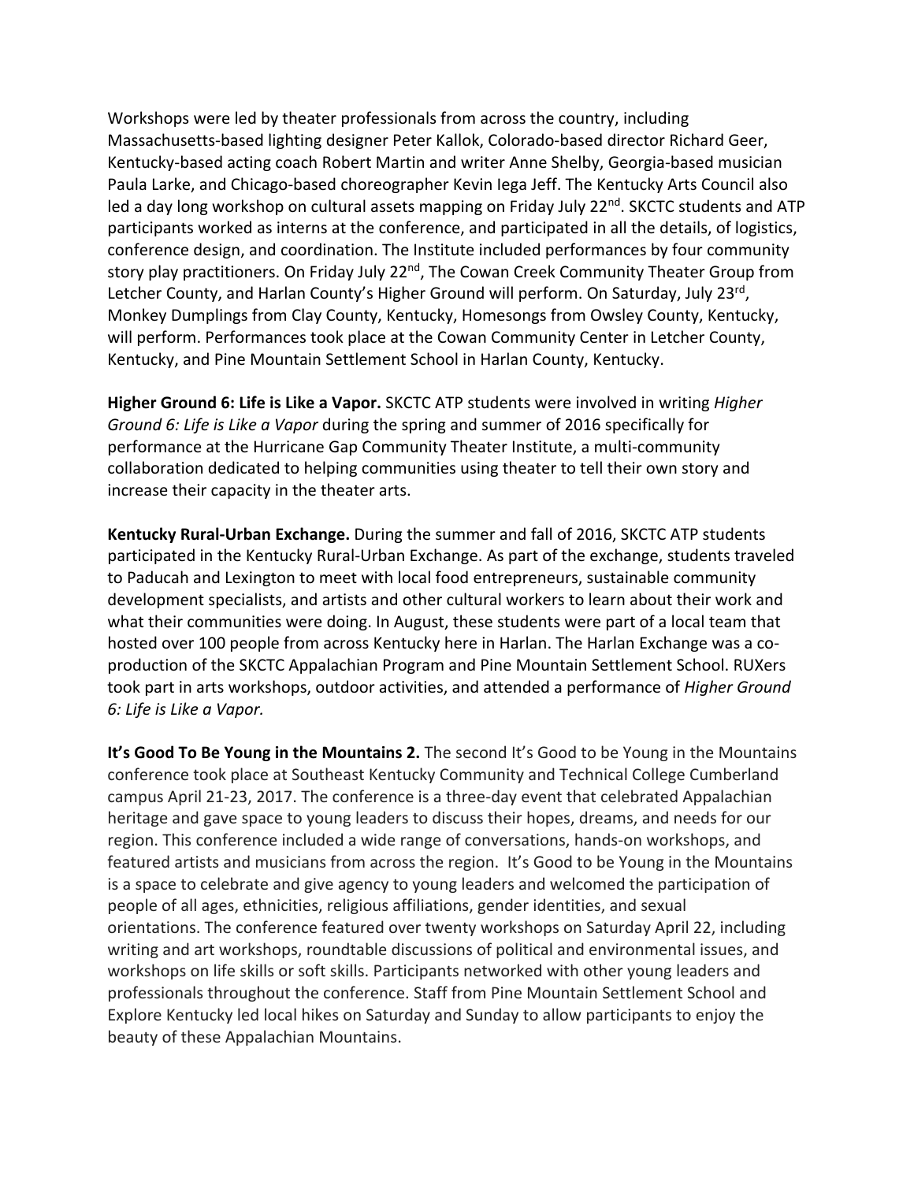Workshops were led by theater professionals from across the country, including Massachusetts-based lighting designer Peter Kallok, Colorado-based director Richard Geer, Kentucky-based acting coach Robert Martin and writer Anne Shelby, Georgia-based musician Paula Larke, and Chicago-based choreographer Kevin Iega Jeff. The Kentucky Arts Council also led a day long workshop on cultural assets mapping on Friday July 22nd. SKCTC students and ATP participants worked as interns at the conference, and participated in all the details, of logistics, conference design, and coordination. The Institute included performances by four community story play practitioners. On Friday July 22nd, The Cowan Creek Community Theater Group from Letcher County, and Harlan County's Higher Ground will perform. On Saturday, July 23rd, Monkey Dumplings from Clay County, Kentucky, Homesongs from Owsley County, Kentucky, will perform. Performances took place at the Cowan Community Center in Letcher County, Kentucky, and Pine Mountain Settlement School in Harlan County, Kentucky.

**Higher Ground 6: Life is Like a Vapor.** SKCTC ATP students were involved in writing *Higher Ground 6: Life is Like a Vapor* during the spring and summer of 2016 specifically for performance at the Hurricane Gap Community Theater Institute, a multi-community collaboration dedicated to helping communities using theater to tell their own story and increase their capacity in the theater arts.

**Kentucky Rural-Urban Exchange.** During the summer and fall of 2016, SKCTC ATP students participated in the Kentucky Rural-Urban Exchange. As part of the exchange, students traveled to Paducah and Lexington to meet with local food entrepreneurs, sustainable community development specialists, and artists and other cultural workers to learn about their work and what their communities were doing. In August, these students were part of a local team that hosted over 100 people from across Kentucky here in Harlan. The Harlan Exchange was a co-production of the SKCTC Appalachian Program and Pine Mountain Settlement School. RUXers took part in arts workshops, outdoor activities, and attended a performance of *Higher Ground 6: Life is Like a Vapor.*

**It's Good To Be Young in the Mountains 2.** The second It's Good to be Young in the Mountains conference took place at Southeast Kentucky Community and Technical College Cumberland campus April 21-23, 2017. The conference is a three-day event that celebrated Appalachian heritage and gave space to young leaders to discuss their hopes, dreams, and needs for our region. This conference included a wide range of conversations, hands-on workshops, and featured artists and musicians from across the region. It's Good to be Young in the Mountains is a space to celebrate and give agency to young leaders and welcomed the participation of people of all ages, ethnicities, religious affiliations, gender identities, and sexual orientations. The conference featured over twenty workshops on Saturday April 22, including writing and art workshops, roundtable discussions of political and environmental issues, and workshops on life skills or soft skills. Participants networked with other young leaders and professionals throughout the conference. Staff from Pine Mountain Settlement School and Explore Kentucky led local hikes on Saturday and Sunday to allow participants to enjoy the beauty of these Appalachian Mountains.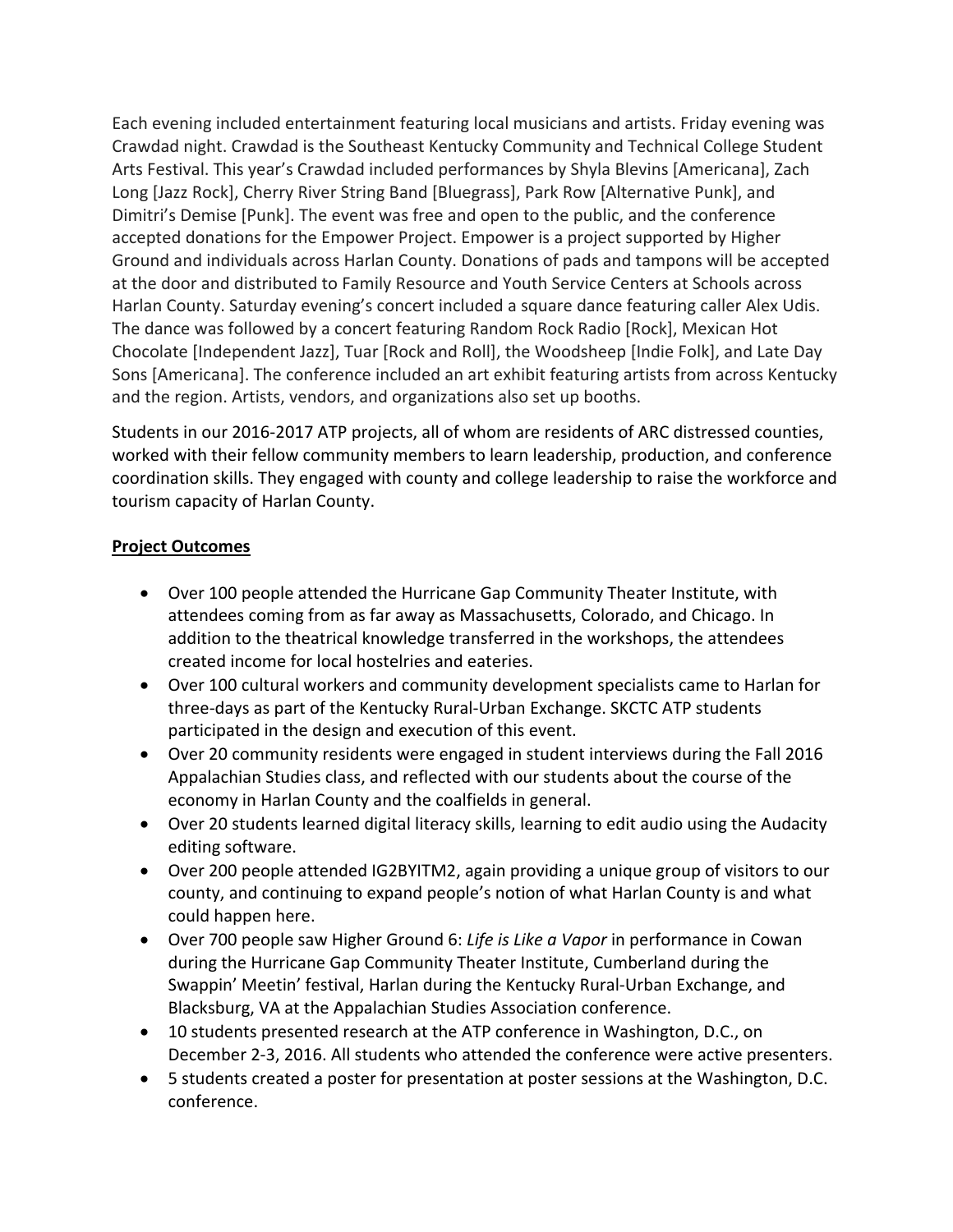Each evening included entertainment featuring local musicians and artists. Friday evening was Crawdad night. Crawdad is the Southeast Kentucky Community and Technical College Student Arts Festival. This year's Crawdad included performances by Shyla Blevins [Americana], Zach Long [Jazz Rock], Cherry River String Band [Bluegrass], Park Row [Alternative Punk], and Dimitri's Demise [Punk]. The event was free and open to the public, and the conference accepted donations for the Empower Project. Empower is a project supported by Higher Ground and individuals across Harlan County. Donations of pads and tampons will be accepted at the door and distributed to Family Resource and Youth Service Centers at Schools across Harlan County. Saturday evening's concert included a square dance featuring caller Alex Udis. The dance was followed by a concert featuring Random Rock Radio [Rock], Mexican Hot Chocolate [Independent Jazz], Tuar [Rock and Roll], the Woodsheep [Indie Folk], and Late Day Sons [Americana]. The conference included an art exhibit featuring artists from across Kentucky and the region. Artists, vendors, and organizations also set up booths.

Students in our 2016-2017 ATP projects, all of whom are residents of ARC distressed counties, worked with their fellow community members to learn leadership, production, and conference coordination skills. They engaged with county and college leadership to raise the workforce and tourism capacity of Harlan County.

## Project Outcomes

- Over 100 people attended the Hurricane Gap Community Theater Institute, with attendees coming from as far away as Massachusetts, Colorado, and Chicago. In addition to the theatrical knowledge transferred in the workshops, the attendees created income for local hostelries and eateries.
- Over 100 cultural workers and community development specialists came to Harlan for three-days as part of the Kentucky Rural-Urban Exchange. SKCTC ATP students participated in the design and execution of this event.
- Over 20 community residents were engaged in student interviews during the Fall 2016 Appalachian Studies class, and reflected with our students about the course of the economy in Harlan County and the coalfields in general.
- Over 20 students learned digital literacy skills, learning to edit audio using the Audacity editing software.
- Over 200 people attended IG2BYITM2, again providing a unique group of visitors to our county, and continuing to expand people's notion of what Harlan County is and what could happen here.
- Over 700 people saw Higher Ground 6: *Life is Like a Vapor* in performance in Cowan during the Hurricane Gap Community Theater Institute, Cumberland during the Swappin' Meetin' festival, Harlan during the Kentucky Rural-Urban Exchange, and Blacksburg, VA at the Appalachian Studies Association conference.
- 10 students presented research at the ATP conference in Washington, D.C., on December 2-3, 2016. All students who attended the conference were active presenters.
- 5 students created a poster for presentation at poster sessions at the Washington, D.C. conference.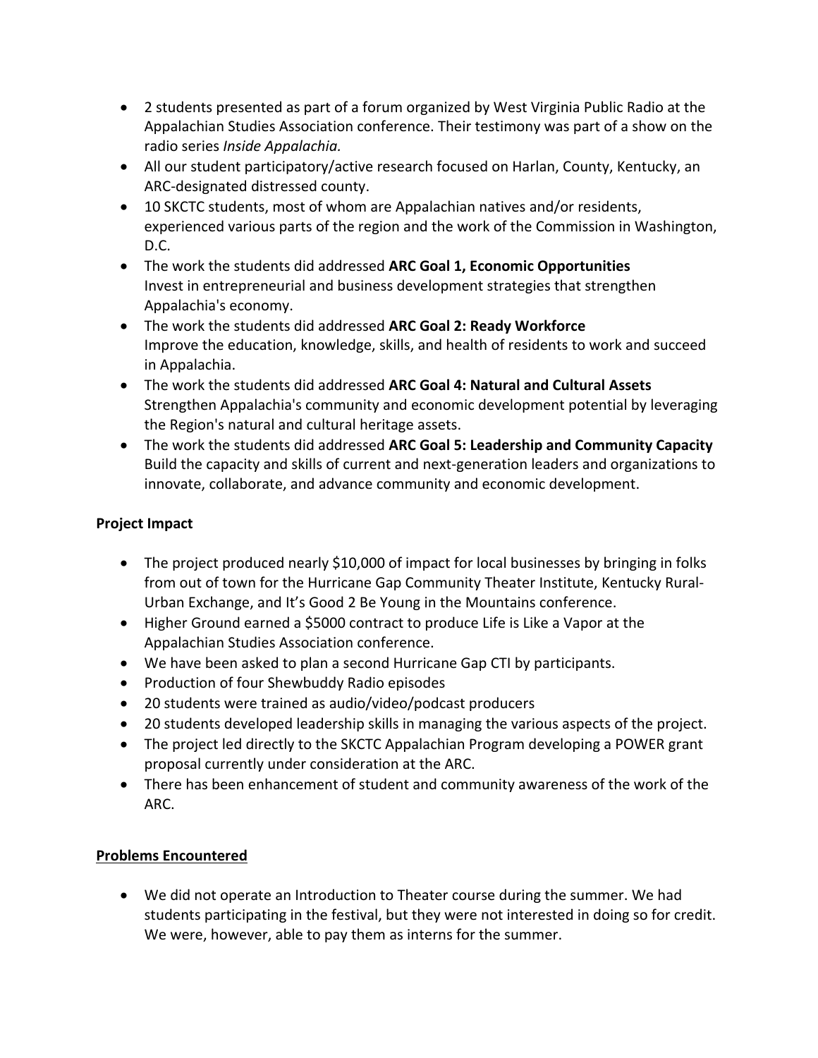- 2 students presented as part of a forum organized by West Virginia Public Radio at the Appalachian Studies Association conference. Their testimony was part of a show on the radio series *Inside Appalachia.*
- All our student participatory/active research focused on Harlan, County, Kentucky, an ARC-designated distressed county.
- 10 SKCTC students, most of whom are Appalachian natives and/or residents, experienced various parts of the region and the work of the Commission in Washington, D.C.
- The work the students did addressed **ARC Goal 1, Economic Opportunities** Invest in entrepreneurial and business development strategies that strengthen Appalachia's economy.
- The work the students did addressed **ARC Goal 2: Ready Workforce** Improve the education, knowledge, skills, and health of residents to work and succeed in Appalachia.
- The work the students did addressed **ARC Goal 4: Natural and Cultural Assets** Strengthen Appalachia's community and economic development potential by leveraging the Region's natural and cultural heritage assets.
- The work the students did addressed **ARC Goal 5: Leadership and Community Capacity** Build the capacity and skills of current and next-generation leaders and organizations to innovate, collaborate, and advance community and economic development.

**Project Impact**

- The project produced nearly $10,000 of impact for local businesses by bringing in folks from out of town for the Hurricane Gap Community Theater Institute, Kentucky Rural-Urban Exchange, and It's Good 2 Be Young in the Mountains conference.
- Higher Ground earned a $5000 contract to produce Life is Like a Vapor at the Appalachian Studies Association conference.
- We have been asked to plan a second Hurricane Gap CTI by participants.
- Production of four Shewbuddy Radio episodes
- 20 students were trained as audio/video/podcast producers
- 20 students developed leadership skills in managing the various aspects of the project.
- The project led directly to the SKCTC Appalachian Program developing a POWER grant proposal currently under consideration at the ARC.
- There has been enhancement of student and community awareness of the work of the ARC.

**Problems Encountered**

- We did not operate an Introduction to Theater course during the summer. We had students participating in the festival, but they were not interested in doing so for credit. We were, however, able to pay them as interns for the summer.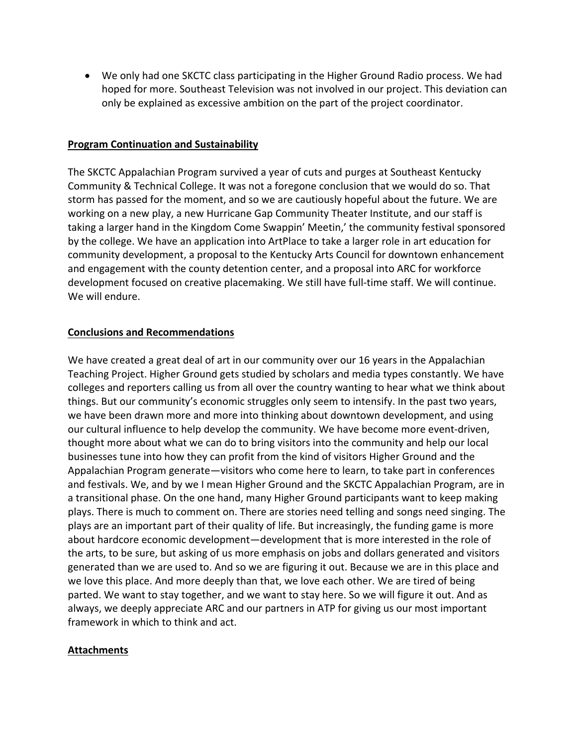- We only had one SKCTC class participating in the Higher Ground Radio process. We had hoped for more. Southeast Television was not involved in our project. This deviation can only be explained as excessive ambition on the part of the project coordinator.

## Program Continuation and Sustainability

The SKCTC Appalachian Program survived a year of cuts and purges at Southeast Kentucky Community & Technical College. It was not a foregone conclusion that we would do so. That storm has passed for the moment, and so we are cautiously hopeful about the future. We are working on a new play, a new Hurricane Gap Community Theater Institute, and our staff is taking a larger hand in the Kingdom Come Swappin' Meetin,' the community festival sponsored by the college. We have an application into ArtPlace to take a larger role in art education for community development, a proposal to the Kentucky Arts Council for downtown enhancement and engagement with the county detention center, and a proposal into ARC for workforce development focused on creative placemaking. We still have full-time staff. We will continue. We will endure.

## Conclusions and Recommendations

We have created a great deal of art in our community over our 16 years in the Appalachian Teaching Project. Higher Ground gets studied by scholars and media types constantly. We have colleges and reporters calling us from all over the country wanting to hear what we think about things. But our community's economic struggles only seem to intensify. In the past two years, we have been drawn more and more into thinking about downtown development, and using our cultural influence to help develop the community. We have become more event-driven, thought more about what we can do to bring visitors into the community and help our local businesses tune into how they can profit from the kind of visitors Higher Ground and the Appalachian Program generate—visitors who come here to learn, to take part in conferences and festivals. We, and by we I mean Higher Ground and the SKCTC Appalachian Program, are in a transitional phase. On the one hand, many Higher Ground participants want to keep making plays. There is much to comment on. There are stories need telling and songs need singing. The plays are an important part of their quality of life. But increasingly, the funding game is more about hardcore economic development—development that is more interested in the role of the arts, to be sure, but asking of us more emphasis on jobs and dollars generated and visitors generated than we are used to. And so we are figuring it out. Because we are in this place and we love this place. And more deeply than that, we love each other. We are tired of being parted. We want to stay together, and we want to stay here. So we will figure it out. And as always, we deeply appreciate ARC and our partners in ATP for giving us our most important framework in which to think and act.

## Attachments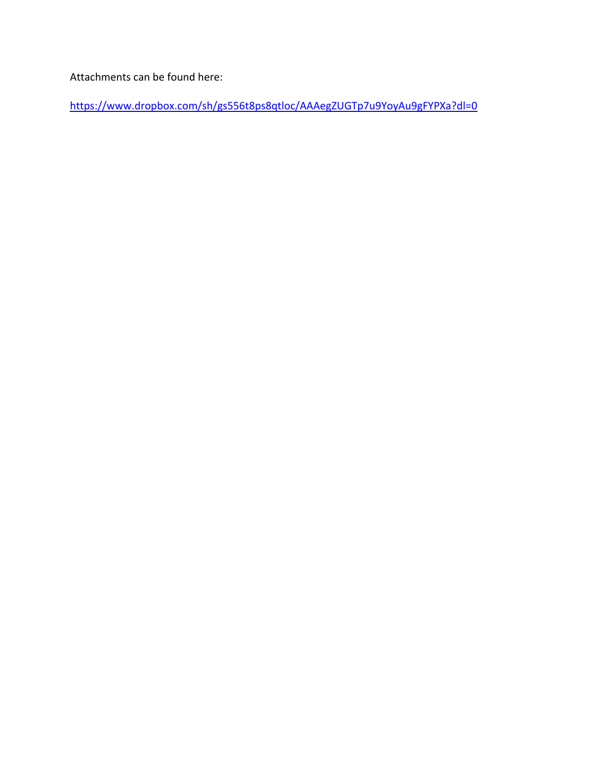Attachments can be found here:

https://www.dropbox.com/sh/gs556t8ps8qtloc/AAAegZUGTp7u9YoyAu9gFYPXa?dl=0